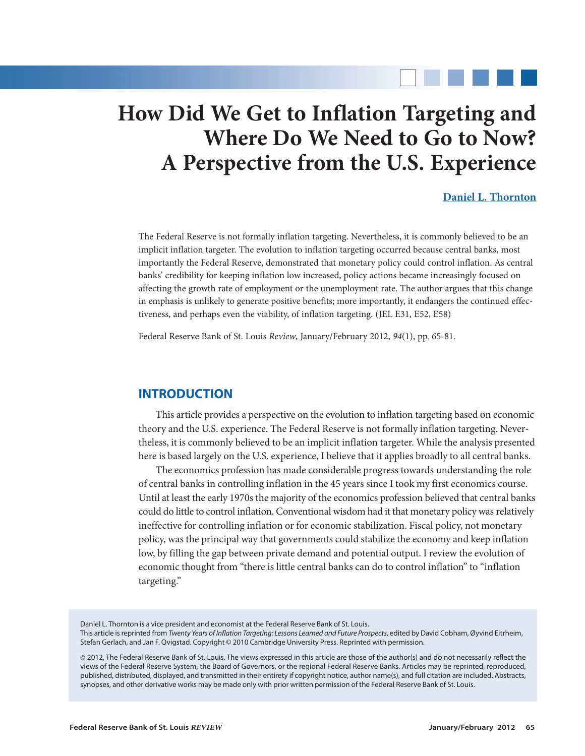# How Did We Get to Inflation Targeting and Where Do We Need to Go to Now? A Perspective from the U.S. Experience

**Daniel L. Thornton**

The Federal Reserve is not formally inflation targeting. Nevertheless, it is commonly believed to be an implicit inflation targeter. The evolution to inflation targeting occurred because central banks, most importantly the Federal Reserve, demonstrated that monetary policy could control inflation. As central banks' credibility for keeping inflation low increased, policy actions became increasingly focused on affecting the growth rate of employment or the unemployment rate. The author argues that this change in emphasis is unlikely to generate positive benefits; more importantly, it endangers the continued effectiveness, and perhaps even the viability, of inflation targeting. (JEL E31, E52, E58)

Federal Reserve Bank of St. Louis *Review*, January/February 2012, *94*(1), pp. 65-81.

## INTRODUCTION

This article provides a perspective on the evolution to inflation targeting based on economic theory and the U.S. experience. The Federal Reserve is not formally inflation targeting. Nevertheless, it is commonly believed to be an implicit inflation targeter. While the analysis presented here is based largely on the U.S. experience, I believe that it applies broadly to all central banks.

The economics profession has made considerable progress towards understanding the role of central banks in controlling inflation in the 45 years since I took my first economics course. Until at least the early 1970s the majority of the economics profession believed that central banks could do little to control inflation. Conventional wisdom had it that monetary policy was relatively ineffective for controlling inflation or for economic stabilization. Fiscal policy, not monetary policy, was the principal way that governments could stabilize the economy and keep inflation low, by filling the gap between private demand and potential output. I review the evolution of economic thought from "there is little central banks can do to control inflation" to "inflation targeting."

Daniel L. Thornton is a vice president and economist at the Federal Reserve Bank of St. Louis.
This article is reprinted from *Twenty Years of Inflation Targeting: Lessons Learned and Future Prospects*, edited by David Cobham, Øyvind Eitrheim, Stefan Gerlach, and Jan F. Qvigstad. Copyright © 2010 Cambridge University Press. Reprinted with permission.

© 2012, The Federal Reserve Bank of St. Louis. The views expressed in this article are those of the author(s) and do not necessarily reflect the views of the Federal Reserve System, the Board of Governors, or the regional Federal Reserve Banks. Articles may be reprinted, reproduced, published, distributed, displayed, and transmitted in their entirety if copyright notice, author name(s), and full citation are included. Abstracts, synopses, and other derivative works may be made only with prior written permission of the Federal Reserve Bank of St. Louis.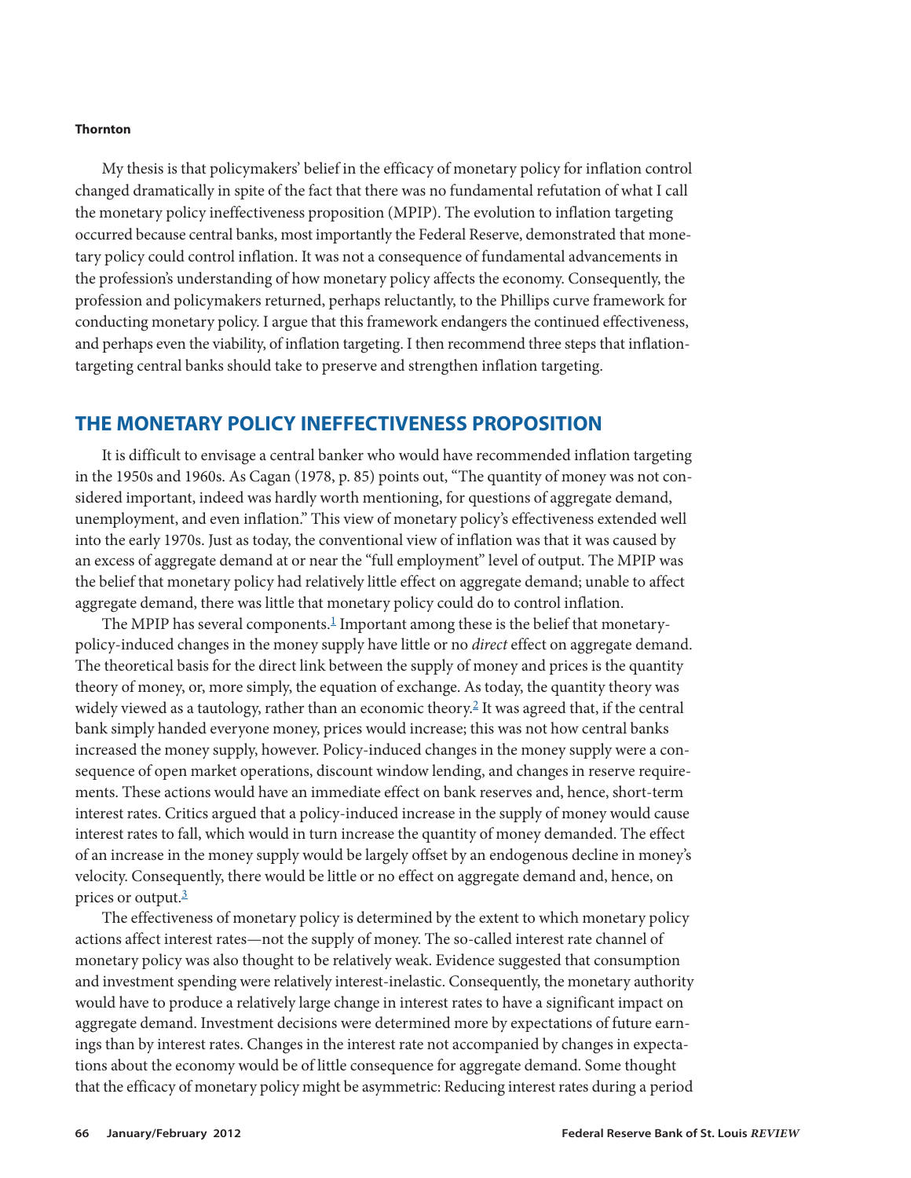My thesis is that policymakers' belief in the efficacy of monetary policy for inflation control changed dramatically in spite of the fact that there was no fundamental refutation of what I call the monetary policy ineffectiveness proposition (MPIP). The evolution to inflation targeting occurred because central banks, most importantly the Federal Reserve, demonstrated that monetary policy could control inflation. It was not a consequence of fundamental advancements in the profession's understanding of how monetary policy affects the economy. Consequently, the profession and policymakers returned, perhaps reluctantly, to the Phillips curve framework for conducting monetary policy. I argue that this framework endangers the continued effectiveness, and perhaps even the viability, of inflation targeting. I then recommend three steps that inflation-targeting central banks should take to preserve and strengthen inflation targeting.

## THE MONETARY POLICY INEFFECTIVENESS PROPOSITION

It is difficult to envisage a central banker who would have recommended inflation targeting in the 1950s and 1960s. As Cagan (1978, p. 85) points out, "The quantity of money was not considered important, indeed was hardly worth mentioning, for questions of aggregate demand, unemployment, and even inflation." This view of monetary policy's effectiveness extended well into the early 1970s. Just as today, the conventional view of inflation was that it was caused by an excess of aggregate demand at or near the "full employment" level of output. The MPIP was the belief that monetary policy had relatively little effect on aggregate demand; unable to affect aggregate demand, there was little that monetary policy could do to control inflation.

The MPIP has several components.[1] Important among these is the belief that monetary-policy-induced changes in the money supply have little or no *direct* effect on aggregate demand. The theoretical basis for the direct link between the supply of money and prices is the quantity theory of money, or, more simply, the equation of exchange. As today, the quantity theory was widely viewed as a tautology, rather than an economic theory.[2] It was agreed that, if the central bank simply handed everyone money, prices would increase; this was not how central banks increased the money supply, however. Policy-induced changes in the money supply were a consequence of open market operations, discount window lending, and changes in reserve requirements. These actions would have an immediate effect on bank reserves and, hence, short-term interest rates. Critics argued that a policy-induced increase in the supply of money would cause interest rates to fall, which would in turn increase the quantity of money demanded. The effect of an increase in the money supply would be largely offset by an endogenous decline in money's velocity. Consequently, there would be little or no effect on aggregate demand and, hence, on prices or output.[3]

The effectiveness of monetary policy is determined by the extent to which monetary policy actions affect interest rates—not the supply of money. The so-called interest rate channel of monetary policy was also thought to be relatively weak. Evidence suggested that consumption and investment spending were relatively interest-inelastic. Consequently, the monetary authority would have to produce a relatively large change in interest rates to have a significant impact on aggregate demand. Investment decisions were determined more by expectations of future earnings than by interest rates. Changes in the interest rate not accompanied by changes in expectations about the economy would be of little consequence for aggregate demand. Some thought that the efficacy of monetary policy might be asymmetric: Reducing interest rates during a period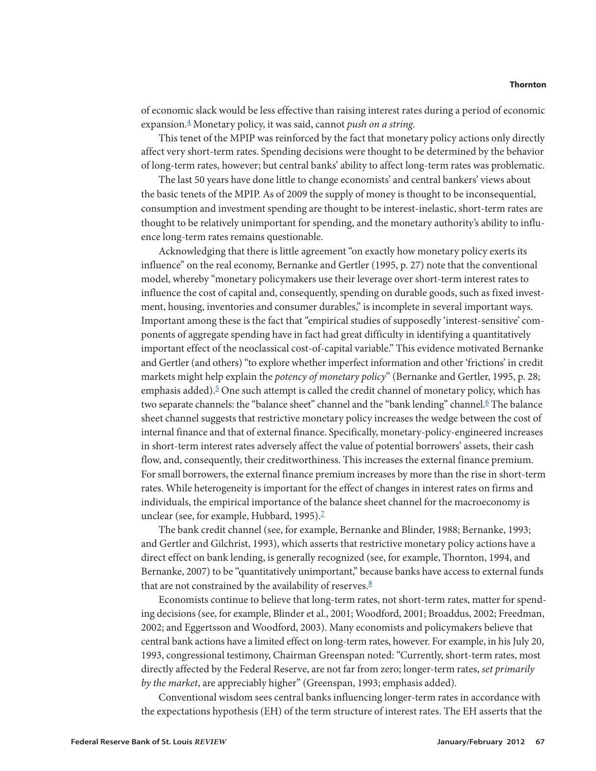of economic slack would be less effective than raising interest rates during a period of economic expansion.[4] Monetary policy, it was said, cannot *push on a string.*

This tenet of the MPIP was reinforced by the fact that monetary policy actions only directly affect very short-term rates. Spending decisions were thought to be determined by the behavior of long-term rates, however; but central banks' ability to affect long-term rates was problematic.

The last 50 years have done little to change economists' and central bankers' views about the basic tenets of the MPIP. As of 2009 the supply of money is thought to be inconsequential, consumption and investment spending are thought to be interest-inelastic, short-term rates are thought to be relatively unimportant for spending, and the monetary authority's ability to influence long-term rates remains questionable.

Acknowledging that there is little agreement "on exactly how monetary policy exerts its influence" on the real economy, Bernanke and Gertler (1995, p. 27) note that the conventional model, whereby "monetary policymakers use their leverage over short-term interest rates to influence the cost of capital and, consequently, spending on durable goods, such as fixed investment, housing, inventories and consumer durables," is incomplete in several important ways. Important among these is the fact that "empirical studies of supposedly 'interest-sensitive' components of aggregate spending have in fact had great difficulty in identifying a quantitatively important effect of the neoclassical cost-of-capital variable." This evidence motivated Bernanke and Gertler (and others) "to explore whether imperfect information and other 'frictions' in credit markets might help explain the *potency of monetary policy*" (Bernanke and Gertler, 1995, p. 28; emphasis added).[5] One such attempt is called the credit channel of monetary policy, which has two separate channels: the "balance sheet" channel and the "bank lending" channel.[6] The balance sheet channel suggests that restrictive monetary policy increases the wedge between the cost of internal finance and that of external finance. Specifically, monetary-policy-engineered increases in short-term interest rates adversely affect the value of potential borrowers' assets, their cash flow, and, consequently, their creditworthiness. This increases the external finance premium. For small borrowers, the external finance premium increases by more than the rise in short-term rates. While heterogeneity is important for the effect of changes in interest rates on firms and individuals, the empirical importance of the balance sheet channel for the macroeconomy is unclear (see, for example, Hubbard, 1995).[7]

The bank credit channel (see, for example, Bernanke and Blinder, 1988; Bernanke, 1993; and Gertler and Gilchrist, 1993), which asserts that restrictive monetary policy actions have a direct effect on bank lending, is generally recognized (see, for example, Thornton, 1994, and Bernanke, 2007) to be "quantitatively unimportant," because banks have access to external funds that are not constrained by the availability of reserves.[8]

Economists continue to believe that long-term rates, not short-term rates, matter for spending decisions (see, for example, Blinder et al., 2001; Woodford, 2001; Broaddus, 2002; Freedman, 2002; and Eggertsson and Woodford, 2003). Many economists and policymakers believe that central bank actions have a limited effect on long-term rates, however. For example, in his July 20, 1993, congressional testimony, Chairman Greenspan noted: "Currently, short-term rates, most directly affected by the Federal Reserve, are not far from zero; longer-term rates, *set primarily by the market*, are appreciably higher" (Greenspan, 1993; emphasis added).

Conventional wisdom sees central banks influencing longer-term rates in accordance with the expectations hypothesis (EH) of the term structure of interest rates. The EH asserts that the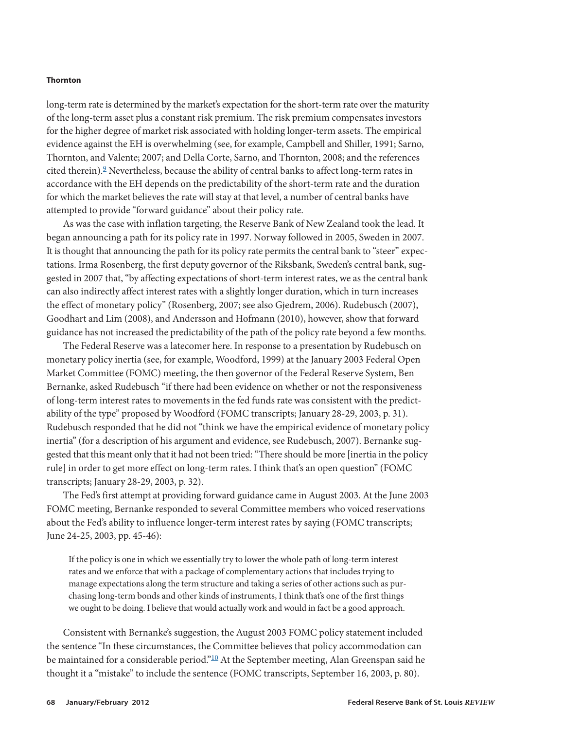long-term rate is determined by the market's expectation for the short-term rate over the maturity of the long-term asset plus a constant risk premium. The risk premium compensates investors for the higher degree of market risk associated with holding longer-term assets. The empirical evidence against the EH is overwhelming (see, for example, Campbell and Shiller, 1991; Sarno, Thornton, and Valente; 2007; and Della Corte, Sarno, and Thornton, 2008; and the references cited therein).[9] Nevertheless, because the ability of central banks to affect long-term rates in accordance with the EH depends on the predictability of the short-term rate and the duration for which the market believes the rate will stay at that level, a number of central banks have attempted to provide "forward guidance" about their policy rate.

As was the case with inflation targeting, the Reserve Bank of New Zealand took the lead. It began announcing a path for its policy rate in 1997. Norway followed in 2005, Sweden in 2007. It is thought that announcing the path for its policy rate permits the central bank to "steer" expectations. Irma Rosenberg, the first deputy governor of the Riksbank, Sweden's central bank, suggested in 2007 that, "by affecting expectations of short-term interest rates, we as the central bank can also indirectly affect interest rates with a slightly longer duration, which in turn increases the effect of monetary policy" (Rosenberg, 2007; see also Gjedrem, 2006). Rudebusch (2007), Goodhart and Lim (2008), and Andersson and Hofmann (2010), however, show that forward guidance has not increased the predictability of the path of the policy rate beyond a few months.

The Federal Reserve was a latecomer here. In response to a presentation by Rudebusch on monetary policy inertia (see, for example, Woodford, 1999) at the January 2003 Federal Open Market Committee (FOMC) meeting, the then governor of the Federal Reserve System, Ben Bernanke, asked Rudebusch "if there had been evidence on whether or not the responsiveness of long-term interest rates to movements in the fed funds rate was consistent with the predictability of the type" proposed by Woodford (FOMC transcripts; January 28-29, 2003, p. 31). Rudebusch responded that he did not "think we have the empirical evidence of monetary policy inertia" (for a description of his argument and evidence, see Rudebusch, 2007). Bernanke suggested that this meant only that it had not been tried: "There should be more [inertia in the policy rule] in order to get more effect on long-term rates. I think that's an open question" (FOMC transcripts; January 28-29, 2003, p. 32).

The Fed's first attempt at providing forward guidance came in August 2003. At the June 2003 FOMC meeting, Bernanke responded to several Committee members who voiced reservations about the Fed's ability to influence longer-term interest rates by saying (FOMC transcripts; June 24-25, 2003, pp. 45-46):

> If the policy is one in which we essentially try to lower the whole path of long-term interest rates and we enforce that with a package of complementary actions that includes trying to manage expectations along the term structure and taking a series of other actions such as purchasing long-term bonds and other kinds of instruments, I think that's one of the first things we ought to be doing. I believe that would actually work and would in fact be a good approach.

Consistent with Bernanke's suggestion, the August 2003 FOMC policy statement included the sentence "In these circumstances, the Committee believes that policy accommodation can be maintained for a considerable period."[10] At the September meeting, Alan Greenspan said he thought it a "mistake" to include the sentence (FOMC transcripts, September 16, 2003, p. 80).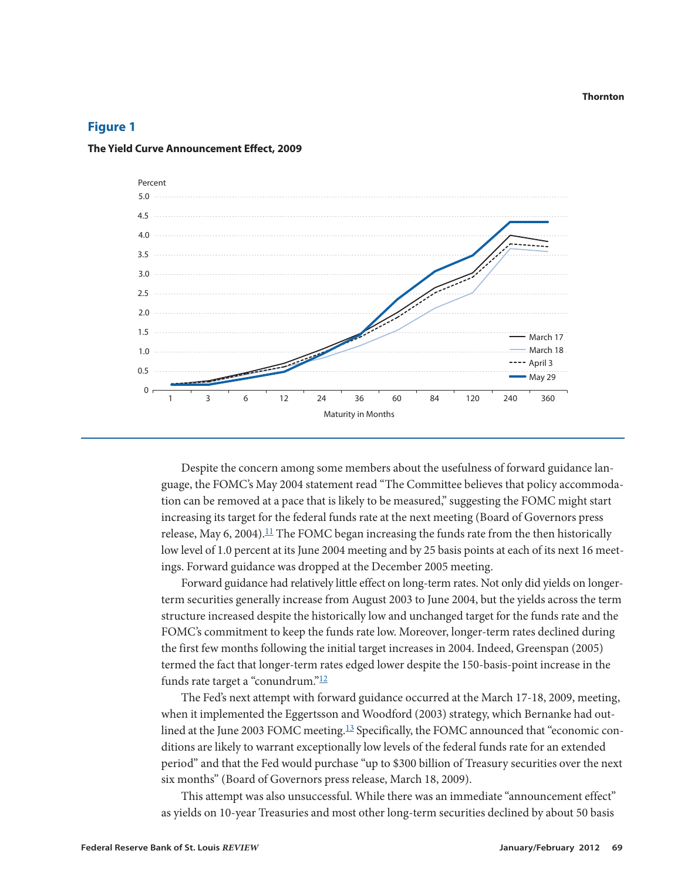## Figure 1

**The Yield Curve Announcement Effect, 2009**

Despite the concern among some members about the usefulness of forward guidance language, the FOMC's May 2004 statement read "The Committee believes that policy accommodation can be removed at a pace that is likely to be measured," suggesting the FOMC might start increasing its target for the federal funds rate at the next meeting (Board of Governors press release, May 6, 2004).[11] The FOMC began increasing the funds rate from the then historically low level of 1.0 percent at its June 2004 meeting and by 25 basis points at each of its next 16 meetings. Forward guidance was dropped at the December 2005 meeting.

Forward guidance had relatively little effect on long-term rates. Not only did yields on longer-term securities generally increase from August 2003 to June 2004, but the yields across the term structure increased despite the historically low and unchanged target for the funds rate and the FOMC's commitment to keep the funds rate low. Moreover, longer-term rates declined during the first few months following the initial target increases in 2004. Indeed, Greenspan (2005) termed the fact that longer-term rates edged lower despite the 150-basis-point increase in the funds rate target a "conundrum."[12]

The Fed's next attempt with forward guidance occurred at the March 17-18, 2009, meeting, when it implemented the Eggertsson and Woodford (2003) strategy, which Bernanke had outlined at the June 2003 FOMC meeting.[13] Specifically, the FOMC announced that "economic conditions are likely to warrant exceptionally low levels of the federal funds rate for an extended period" and that the Fed would purchase "up to $300 billion of Treasury securities over the next six months" (Board of Governors press release, March 18, 2009).

This attempt was also unsuccessful. While there was an immediate "announcement effect" as yields on 10-year Treasuries and most other long-term securities declined by about 50 basis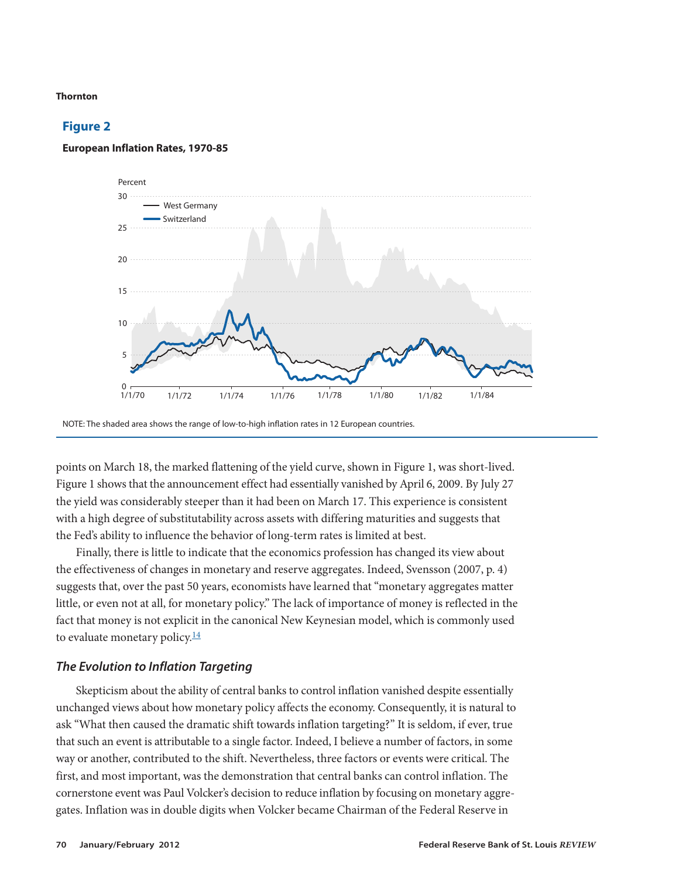## Figure 2

**European Inflation Rates, 1970-85**

NOTE: The shaded area shows the range of low-to-high inflation rates in 12 European countries.

points on March 18, the marked flattening of the yield curve, shown in Figure 1, was short-lived. Figure 1 shows that the announcement effect had essentially vanished by April 6, 2009. By July 27 the yield was considerably steeper than it had been on March 17. This experience is consistent with a high degree of substitutability across assets with differing maturities and suggests that the Fed's ability to influence the behavior of long-term rates is limited at best.

Finally, there is little to indicate that the economics profession has changed its view about the effectiveness of changes in monetary and reserve aggregates. Indeed, Svensson (2007, p. 4) suggests that, over the past 50 years, economists have learned that "monetary aggregates matter little, or even not at all, for monetary policy." The lack of importance of money is reflected in the fact that money is not explicit in the canonical New Keynesian model, which is commonly used to evaluate monetary policy.[14]

### *The Evolution to Inflation Targeting*

Skepticism about the ability of central banks to control inflation vanished despite essentially unchanged views about how monetary policy affects the economy. Consequently, it is natural to ask "What then caused the dramatic shift towards inflation targeting?" It is seldom, if ever, true that such an event is attributable to a single factor. Indeed, I believe a number of factors, in some way or another, contributed to the shift. Nevertheless, three factors or events were critical. The first, and most important, was the demonstration that central banks can control inflation. The cornerstone event was Paul Volcker's decision to reduce inflation by focusing on monetary aggregates. Inflation was in double digits when Volcker became Chairman of the Federal Reserve in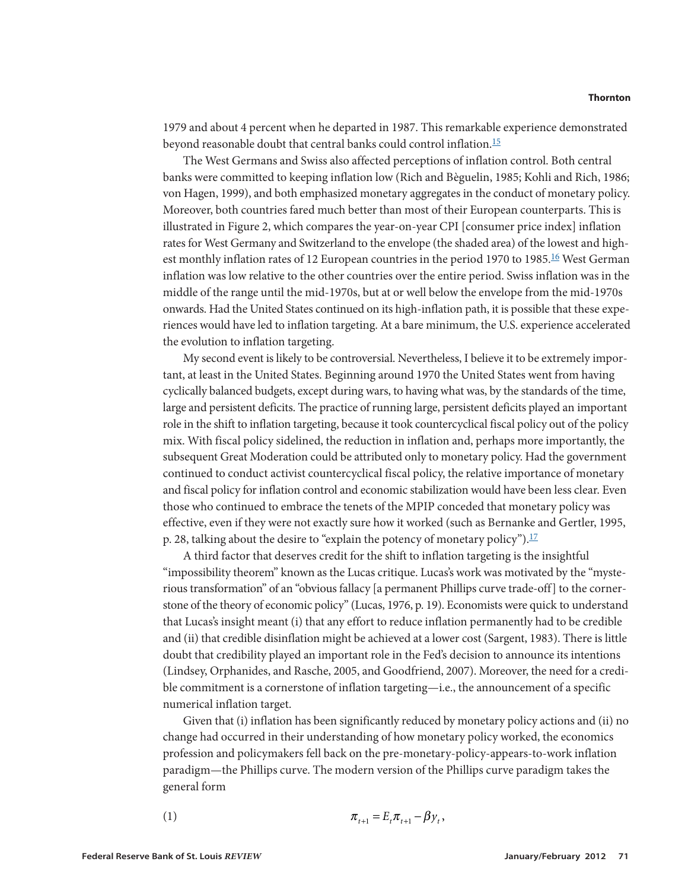1979 and about 4 percent when he departed in 1987. This remarkable experience demonstrated beyond reasonable doubt that central banks could control inflation.[15]

The West Germans and Swiss also affected perceptions of inflation control. Both central banks were committed to keeping inflation low (Rich and Bèguelin, 1985; Kohli and Rich, 1986; von Hagen, 1999), and both emphasized monetary aggregates in the conduct of monetary policy. Moreover, both countries fared much better than most of their European counterparts. This is illustrated in Figure 2, which compares the year-on-year CPI [consumer price index] inflation rates for West Germany and Switzerland to the envelope (the shaded area) of the lowest and highest monthly inflation rates of 12 European countries in the period 1970 to 1985.[16] West German inflation was low relative to the other countries over the entire period. Swiss inflation was in the middle of the range until the mid-1970s, but at or well below the envelope from the mid-1970s onwards. Had the United States continued on its high-inflation path, it is possible that these experiences would have led to inflation targeting. At a bare minimum, the U.S. experience accelerated the evolution to inflation targeting.

My second event is likely to be controversial. Nevertheless, I believe it to be extremely important, at least in the United States. Beginning around 1970 the United States went from having cyclically balanced budgets, except during wars, to having what was, by the standards of the time, large and persistent deficits. The practice of running large, persistent deficits played an important role in the shift to inflation targeting, because it took countercyclical fiscal policy out of the policy mix. With fiscal policy sidelined, the reduction in inflation and, perhaps more importantly, the subsequent Great Moderation could be attributed only to monetary policy. Had the government continued to conduct activist countercyclical fiscal policy, the relative importance of monetary and fiscal policy for inflation control and economic stabilization would have been less clear. Even those who continued to embrace the tenets of the MPIP conceded that monetary policy was effective, even if they were not exactly sure how it worked (such as Bernanke and Gertler, 1995, p. 28, talking about the desire to "explain the potency of monetary policy").[17]

A third factor that deserves credit for the shift to inflation targeting is the insightful "impossibility theorem" known as the Lucas critique. Lucas's work was motivated by the "mysterious transformation" of an "obvious fallacy [a permanent Phillips curve trade-off] to the cornerstone of the theory of economic policy" (Lucas, 1976, p. 19). Economists were quick to understand that Lucas's insight meant (i) that any effort to reduce inflation permanently had to be credible and (ii) that credible disinflation might be achieved at a lower cost (Sargent, 1983). There is little doubt that credibility played an important role in the Fed's decision to announce its intentions (Lindsey, Orphanides, and Rasche, 2005, and Goodfriend, 2007). Moreover, the need for a credible commitment is a cornerstone of inflation targeting—i.e., the announcement of a specific numerical inflation target.

Given that (i) inflation has been significantly reduced by monetary policy actions and (ii) no change had occurred in their understanding of how monetary policy worked, the economics profession and policymakers fell back on the pre-monetary-policy-appears-to-work inflation paradigm—the Phillips curve. The modern version of the Phillips curve paradigm takes the general form

$$\pi_{t+1} = E_t \pi_{t+1} - \beta y_t, \tag{1}$$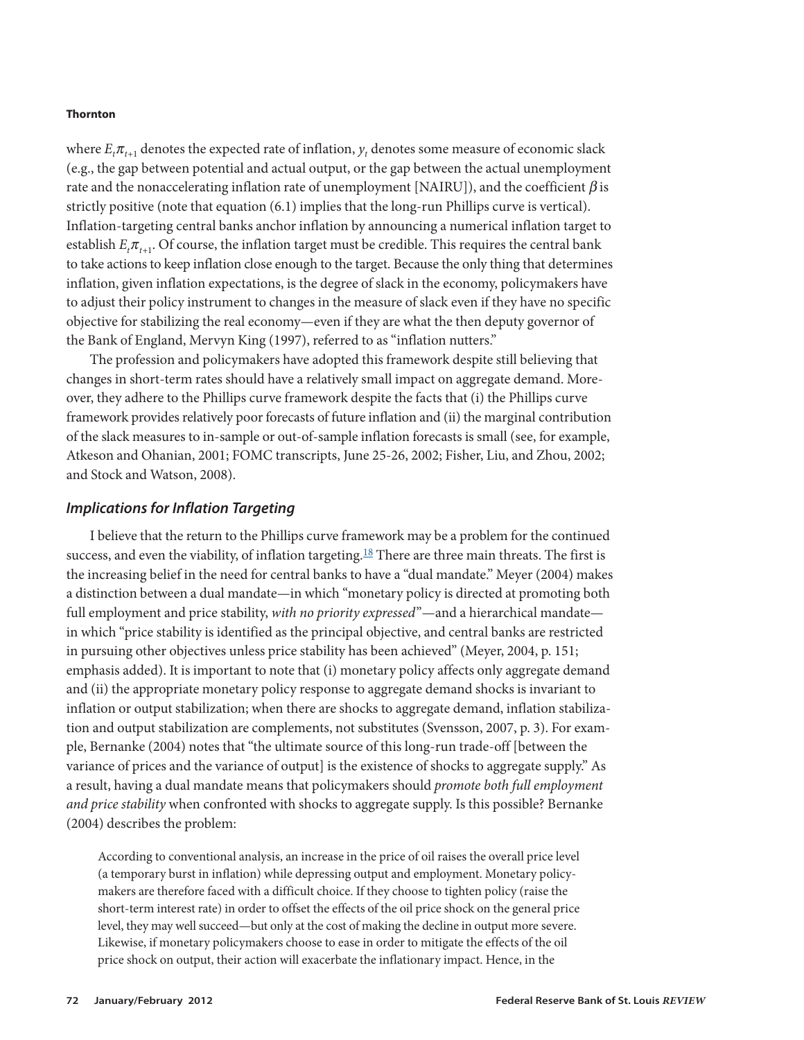where $E_t\pi_{t+1}$ denotes the expected rate of inflation, $y_t$ denotes some measure of economic slack (e.g., the gap between potential and actual output, or the gap between the actual unemployment rate and the nonaccelerating inflation rate of unemployment [NAIRU]), and the coefficient $\beta$ is strictly positive (note that equation (6.1) implies that the long-run Phillips curve is vertical). Inflation-targeting central banks anchor inflation by announcing a numerical inflation target to establish $E_t\pi_{t+1}$. Of course, the inflation target must be credible. This requires the central bank to take actions to keep inflation close enough to the target. Because the only thing that determines inflation, given inflation expectations, is the degree of slack in the economy, policymakers have to adjust their policy instrument to changes in the measure of slack even if they have no specific objective for stabilizing the real economy—even if they are what the then deputy governor of the Bank of England, Mervyn King (1997), referred to as "inflation nutters."

The profession and policymakers have adopted this framework despite still believing that changes in short-term rates should have a relatively small impact on aggregate demand. Moreover, they adhere to the Phillips curve framework despite the facts that (i) the Phillips curve framework provides relatively poor forecasts of future inflation and (ii) the marginal contribution of the slack measures to in-sample or out-of-sample inflation forecasts is small (see, for example, Atkeson and Ohanian, 2001; FOMC transcripts, June 25-26, 2002; Fisher, Liu, and Zhou, 2002; and Stock and Watson, 2008).

### *Implications for Inflation Targeting*

I believe that the return to the Phillips curve framework may be a problem for the continued success, and even the viability, of inflation targeting.[18] There are three main threats. The first is the increasing belief in the need for central banks to have a "dual mandate." Meyer (2004) makes a distinction between a dual mandate—in which "monetary policy is directed at promoting both full employment and price stability, *with no priority expressed*"—and a hierarchical mandate—in which "price stability is identified as the principal objective, and central banks are restricted in pursuing other objectives unless price stability has been achieved" (Meyer, 2004, p. 151; emphasis added). It is important to note that (i) monetary policy affects only aggregate demand and (ii) the appropriate monetary policy response to aggregate demand shocks is invariant to inflation or output stabilization; when there are shocks to aggregate demand, inflation stabilization and output stabilization are complements, not substitutes (Svensson, 2007, p. 3). For example, Bernanke (2004) notes that "the ultimate source of this long-run trade-off [between the variance of prices and the variance of output] is the existence of shocks to aggregate supply." As a result, having a dual mandate means that policymakers should *promote both full employment and price stability* when confronted with shocks to aggregate supply. Is this possible? Bernanke (2004) describes the problem:

> According to conventional analysis, an increase in the price of oil raises the overall price level (a temporary burst in inflation) while depressing output and employment. Monetary policymakers are therefore faced with a difficult choice. If they choose to tighten policy (raise the short-term interest rate) in order to offset the effects of the oil price shock on the general price level, they may well succeed—but only at the cost of making the decline in output more severe. Likewise, if monetary policymakers choose to ease in order to mitigate the effects of the oil price shock on output, their action will exacerbate the inflationary impact. Hence, in the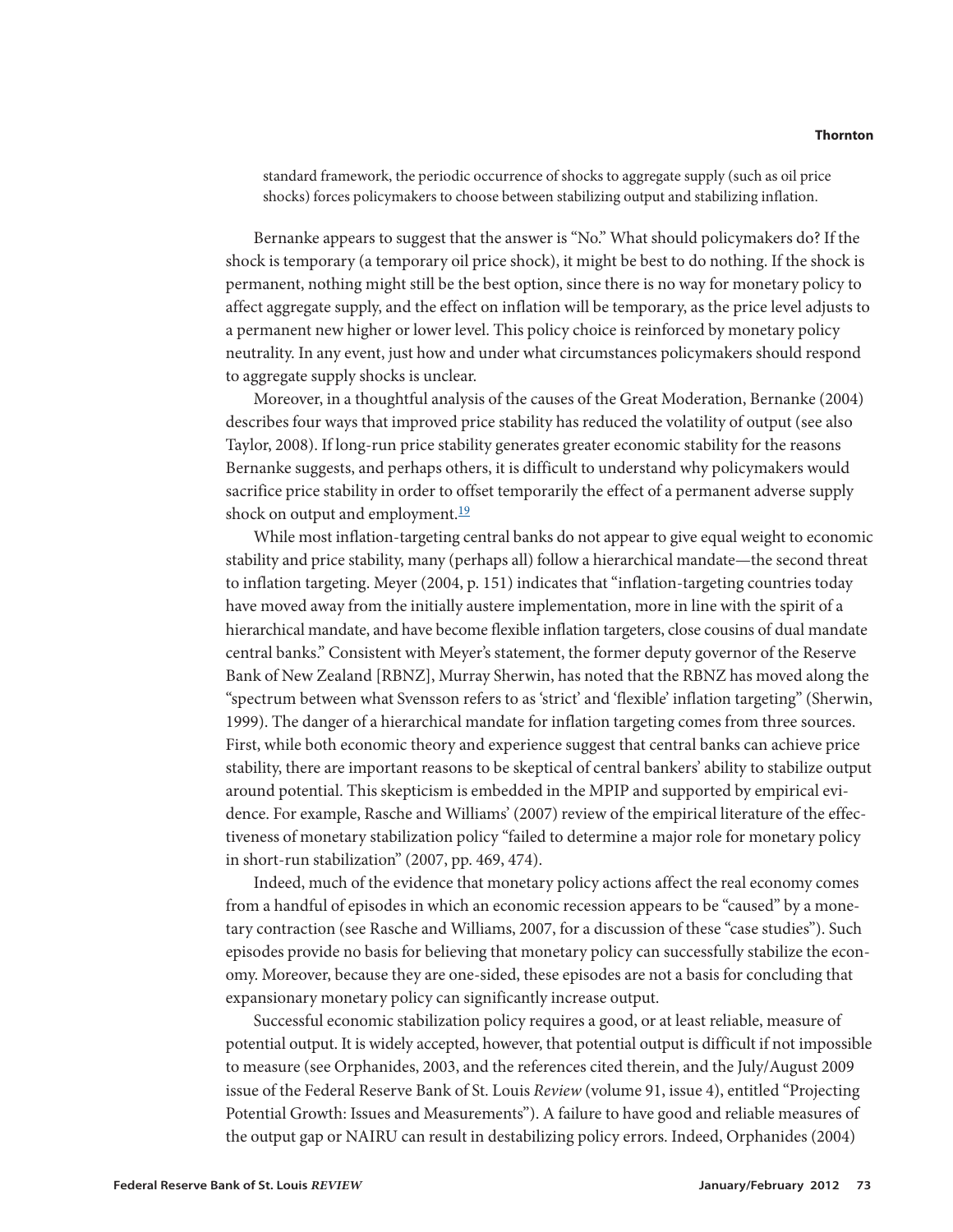standard framework, the periodic occurrence of shocks to aggregate supply (such as oil price shocks) forces policymakers to choose between stabilizing output and stabilizing inflation.

Bernanke appears to suggest that the answer is "No." What should policymakers do? If the shock is temporary (a temporary oil price shock), it might be best to do nothing. If the shock is permanent, nothing might still be the best option, since there is no way for monetary policy to affect aggregate supply, and the effect on inflation will be temporary, as the price level adjusts to a permanent new higher or lower level. This policy choice is reinforced by monetary policy neutrality. In any event, just how and under what circumstances policymakers should respond to aggregate supply shocks is unclear.

Moreover, in a thoughtful analysis of the causes of the Great Moderation, Bernanke (2004) describes four ways that improved price stability has reduced the volatility of output (see also Taylor, 2008). If long-run price stability generates greater economic stability for the reasons Bernanke suggests, and perhaps others, it is difficult to understand why policymakers would sacrifice price stability in order to offset temporarily the effect of a permanent adverse supply shock on output and employment.[19]

While most inflation-targeting central banks do not appear to give equal weight to economic stability and price stability, many (perhaps all) follow a hierarchical mandate—the second threat to inflation targeting. Meyer (2004, p. 151) indicates that "inflation-targeting countries today have moved away from the initially austere implementation, more in line with the spirit of a hierarchical mandate, and have become flexible inflation targeters, close cousins of dual mandate central banks." Consistent with Meyer's statement, the former deputy governor of the Reserve Bank of New Zealand [RBNZ], Murray Sherwin, has noted that the RBNZ has moved along the "spectrum between what Svensson refers to as 'strict' and 'flexible' inflation targeting" (Sherwin, 1999). The danger of a hierarchical mandate for inflation targeting comes from three sources. First, while both economic theory and experience suggest that central banks can achieve price stability, there are important reasons to be skeptical of central bankers' ability to stabilize output around potential. This skepticism is embedded in the MPIP and supported by empirical evidence. For example, Rasche and Williams' (2007) review of the empirical literature of the effectiveness of monetary stabilization policy "failed to determine a major role for monetary policy in short-run stabilization" (2007, pp. 469, 474).

Indeed, much of the evidence that monetary policy actions affect the real economy comes from a handful of episodes in which an economic recession appears to be "caused" by a monetary contraction (see Rasche and Williams, 2007, for a discussion of these "case studies"). Such episodes provide no basis for believing that monetary policy can successfully stabilize the economy. Moreover, because they are one-sided, these episodes are not a basis for concluding that expansionary monetary policy can significantly increase output.

Successful economic stabilization policy requires a good, or at least reliable, measure of potential output. It is widely accepted, however, that potential output is difficult if not impossible to measure (see Orphanides, 2003, and the references cited therein, and the July/August 2009 issue of the Federal Reserve Bank of St. Louis *Review* (volume 91, issue 4), entitled "Projecting Potential Growth: Issues and Measurements"). A failure to have good and reliable measures of the output gap or NAIRU can result in destabilizing policy errors. Indeed, Orphanides (2004)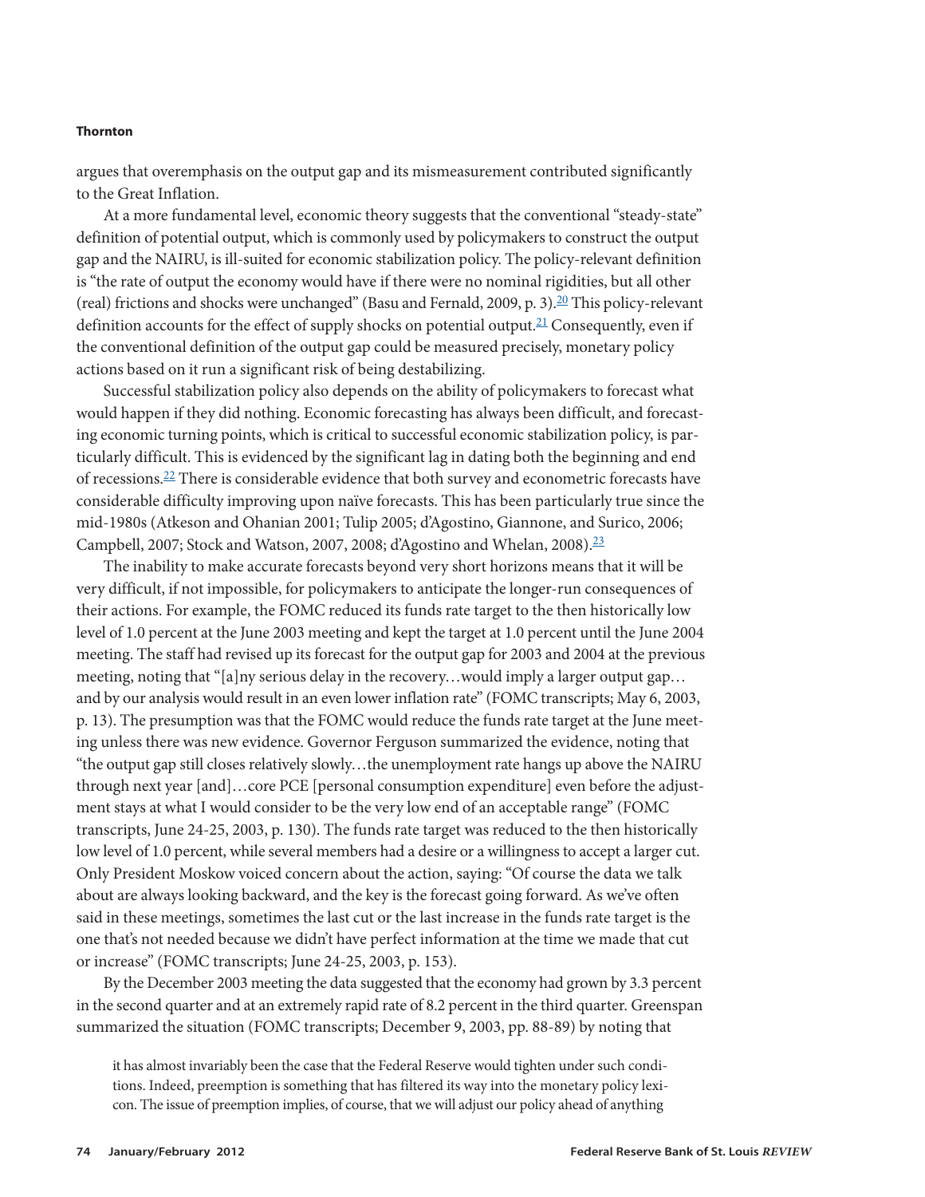argues that overemphasis on the output gap and its mismeasurement contributed significantly to the Great Inflation.

At a more fundamental level, economic theory suggests that the conventional "steady-state" definition of potential output, which is commonly used by policymakers to construct the output gap and the NAIRU, is ill-suited for economic stabilization policy. The policy-relevant definition is "the rate of output the economy would have if there were no nominal rigidities, but all other (real) frictions and shocks were unchanged" (Basu and Fernald, 2009, p. 3).[20] This policy-relevant definition accounts for the effect of supply shocks on potential output.[21] Consequently, even if the conventional definition of the output gap could be measured precisely, monetary policy actions based on it run a significant risk of being destabilizing.

Successful stabilization policy also depends on the ability of policymakers to forecast what would happen if they did nothing. Economic forecasting has always been difficult, and forecasting economic turning points, which is critical to successful economic stabilization policy, is particularly difficult. This is evidenced by the significant lag in dating both the beginning and end of recessions.[22] There is considerable evidence that both survey and econometric forecasts have considerable difficulty improving upon naïve forecasts. This has been particularly true since the mid-1980s (Atkeson and Ohanian 2001; Tulip 2005; d'Agostino, Giannone, and Surico, 2006; Campbell, 2007; Stock and Watson, 2007, 2008; d'Agostino and Whelan, 2008).[23]

The inability to make accurate forecasts beyond very short horizons means that it will be very difficult, if not impossible, for policymakers to anticipate the longer-run consequences of their actions. For example, the FOMC reduced its funds rate target to the then historically low level of 1.0 percent at the June 2003 meeting and kept the target at 1.0 percent until the June 2004 meeting. The staff had revised up its forecast for the output gap for 2003 and 2004 at the previous meeting, noting that "[a]ny serious delay in the recovery…would imply a larger output gap…and by our analysis would result in an even lower inflation rate" (FOMC transcripts; May 6, 2003, p. 13). The presumption was that the FOMC would reduce the funds rate target at the June meeting unless there was new evidence. Governor Ferguson summarized the evidence, noting that "the output gap still closes relatively slowly…the unemployment rate hangs up above the NAIRU through next year [and]…core PCE [personal consumption expenditure] even before the adjustment stays at what I would consider to be the very low end of an acceptable range" (FOMC transcripts, June 24-25, 2003, p. 130). The funds rate target was reduced to the then historically low level of 1.0 percent, while several members had a desire or a willingness to accept a larger cut. Only President Moskow voiced concern about the action, saying: "Of course the data we talk about are always looking backward, and the key is the forecast going forward. As we've often said in these meetings, sometimes the last cut or the last increase in the funds rate target is the one that's not needed because we didn't have perfect information at the time we made that cut or increase" (FOMC transcripts; June 24-25, 2003, p. 153).

By the December 2003 meeting the data suggested that the economy had grown by 3.3 percent in the second quarter and at an extremely rapid rate of 8.2 percent in the third quarter. Greenspan summarized the situation (FOMC transcripts; December 9, 2003, pp. 88-89) by noting that

> it has almost invariably been the case that the Federal Reserve would tighten under such conditions. Indeed, preemption is something that has filtered its way into the monetary policy lexicon. The issue of preemption implies, of course, that we will adjust our policy ahead of anything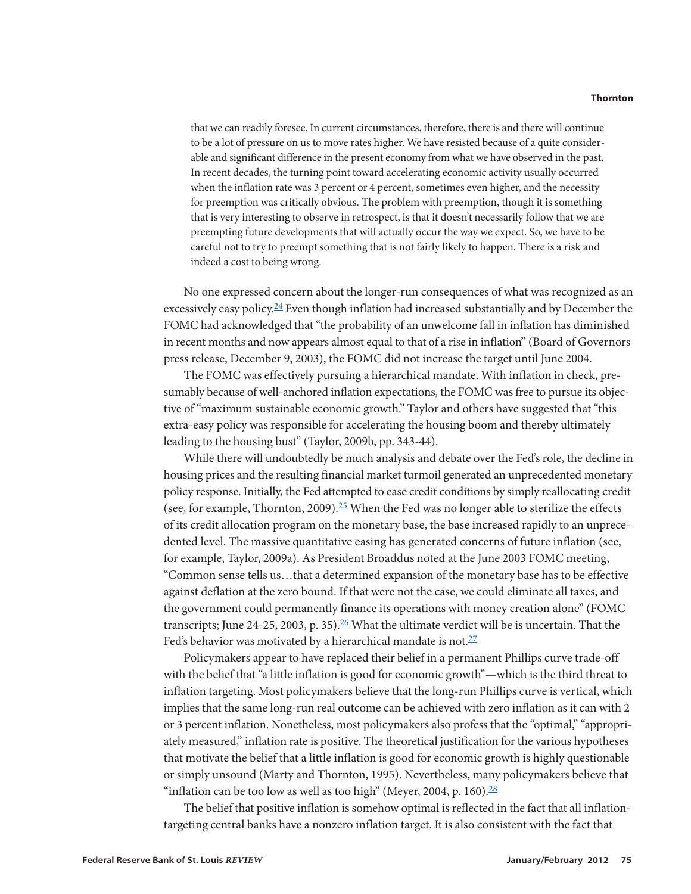> that we can readily foresee. In current circumstances, therefore, there is and there will continue to be a lot of pressure on us to move rates higher. We have resisted because of a quite considerable and significant difference in the present economy from what we have observed in the past. In recent decades, the turning point toward accelerating economic activity usually occurred when the inflation rate was 3 percent or 4 percent, sometimes even higher, and the necessity for preemption was critically obvious. The problem with preemption, though it is something that is very interesting to observe in retrospect, is that it doesn't necessarily follow that we are preempting future developments that will actually occur the way we expect. So, we have to be careful not to try to preempt something that is not fairly likely to happen. There is a risk and indeed a cost to being wrong.

No one expressed concern about the longer-run consequences of what was recognized as an excessively easy policy.[24] Even though inflation had increased substantially and by December the FOMC had acknowledged that "the probability of an unwelcome fall in inflation has diminished in recent months and now appears almost equal to that of a rise in inflation" (Board of Governors press release, December 9, 2003), the FOMC did not increase the target until June 2004.

The FOMC was effectively pursuing a hierarchical mandate. With inflation in check, presumably because of well-anchored inflation expectations, the FOMC was free to pursue its objective of "maximum sustainable economic growth." Taylor and others have suggested that "this extra-easy policy was responsible for accelerating the housing boom and thereby ultimately leading to the housing bust" (Taylor, 2009b, pp. 343-44).

While there will undoubtedly be much analysis and debate over the Fed's role, the decline in housing prices and the resulting financial market turmoil generated an unprecedented monetary policy response. Initially, the Fed attempted to ease credit conditions by simply reallocating credit (see, for example, Thornton, 2009).[25] When the Fed was no longer able to sterilize the effects of its credit allocation program on the monetary base, the base increased rapidly to an unprecedented level. The massive quantitative easing has generated concerns of future inflation (see, for example, Taylor, 2009a). As President Broaddus noted at the June 2003 FOMC meeting, "Common sense tells us…that a determined expansion of the monetary base has to be effective against deflation at the zero bound. If that were not the case, we could eliminate all taxes, and the government could permanently finance its operations with money creation alone" (FOMC transcripts; June 24-25, 2003, p. 35).[26] What the ultimate verdict will be is uncertain. That the Fed's behavior was motivated by a hierarchical mandate is not.[27]

Policymakers appear to have replaced their belief in a permanent Phillips curve trade-off with the belief that "a little inflation is good for economic growth"—which is the third threat to inflation targeting. Most policymakers believe that the long-run Phillips curve is vertical, which implies that the same long-run real outcome can be achieved with zero inflation as it can with 2 or 3 percent inflation. Nonetheless, most policymakers also profess that the "optimal," "appropriately measured," inflation rate is positive. The theoretical justification for the various hypotheses that motivate the belief that a little inflation is good for economic growth is highly questionable or simply unsound (Marty and Thornton, 1995). Nevertheless, many policymakers believe that "inflation can be too low as well as too high" (Meyer, 2004, p. 160).[28]

The belief that positive inflation is somehow optimal is reflected in the fact that all inflation-targeting central banks have a nonzero inflation target. It is also consistent with the fact that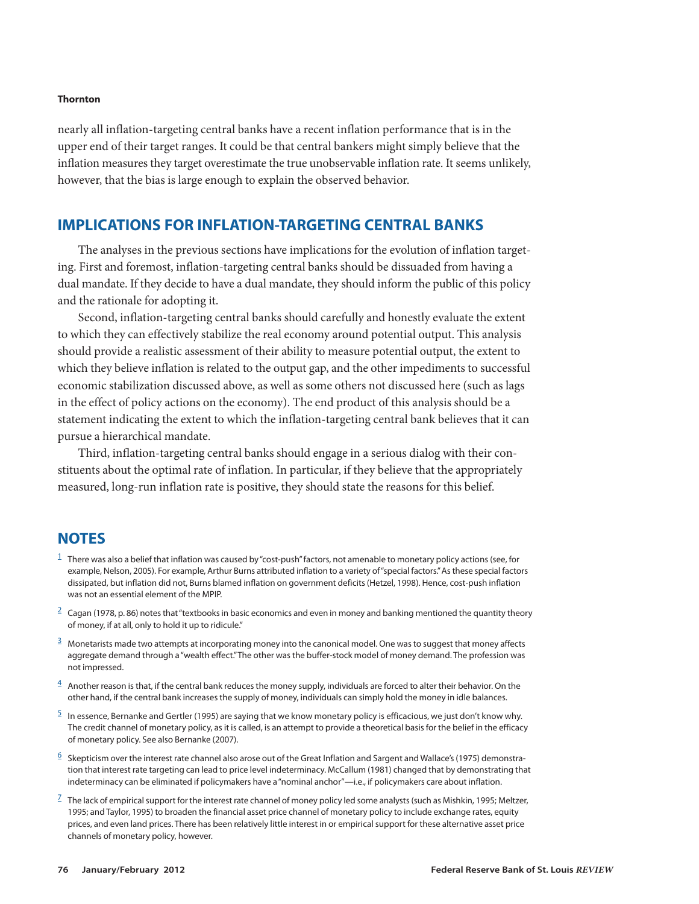nearly all inflation-targeting central banks have a recent inflation performance that is in the upper end of their target ranges. It could be that central bankers might simply believe that the inflation measures they target overestimate the true unobservable inflation rate. It seems unlikely, however, that the bias is large enough to explain the observed behavior.

## IMPLICATIONS FOR INFLATION-TARGETING CENTRAL BANKS

The analyses in the previous sections have implications for the evolution of inflation targeting. First and foremost, inflation-targeting central banks should be dissuaded from having a dual mandate. If they decide to have a dual mandate, they should inform the public of this policy and the rationale for adopting it.

Second, inflation-targeting central banks should carefully and honestly evaluate the extent to which they can effectively stabilize the real economy around potential output. This analysis should provide a realistic assessment of their ability to measure potential output, the extent to which they believe inflation is related to the output gap, and the other impediments to successful economic stabilization discussed above, as well as some others not discussed here (such as lags in the effect of policy actions on the economy). The end product of this analysis should be a statement indicating the extent to which the inflation-targeting central bank believes that it can pursue a hierarchical mandate.

Third, inflation-targeting central banks should engage in a serious dialog with their constituents about the optimal rate of inflation. In particular, if they believe that the appropriately measured, long-run inflation rate is positive, they should state the reasons for this belief.

## NOTES

[1] There was also a belief that inflation was caused by "cost-push" factors, not amenable to monetary policy actions (see, for example, Nelson, 2005). For example, Arthur Burns attributed inflation to a variety of "special factors." As these special factors dissipated, but inflation did not, Burns blamed inflation on government deficits (Hetzel, 1998). Hence, cost-push inflation was not an essential element of the MPIP.

[2] Cagan (1978, p. 86) notes that "textbooks in basic economics and even in money and banking mentioned the quantity theory of money, if at all, only to hold it up to ridicule."

[3] Monetarists made two attempts at incorporating money into the canonical model. One was to suggest that money affects aggregate demand through a "wealth effect." The other was the buffer-stock model of money demand. The profession was not impressed.

[4] Another reason is that, if the central bank reduces the money supply, individuals are forced to alter their behavior. On the other hand, if the central bank increases the supply of money, individuals can simply hold the money in idle balances.

[5] In essence, Bernanke and Gertler (1995) are saying that we know monetary policy is efficacious, we just don't know why. The credit channel of monetary policy, as it is called, is an attempt to provide a theoretical basis for the belief in the efficacy of monetary policy. See also Bernanke (2007).

[6] Skepticism over the interest rate channel also arose out of the Great Inflation and Sargent and Wallace's (1975) demonstration that interest rate targeting can lead to price level indeterminacy. McCallum (1981) changed that by demonstrating that indeterminacy can be eliminated if policymakers have a "nominal anchor"—i.e., if policymakers care about inflation.

[7] The lack of empirical support for the interest rate channel of money policy led some analysts (such as Mishkin, 1995; Meltzer, 1995; and Taylor, 1995) to broaden the financial asset price channel of monetary policy to include exchange rates, equity prices, and even land prices. There has been relatively little interest in or empirical support for these alternative asset price channels of monetary policy, however.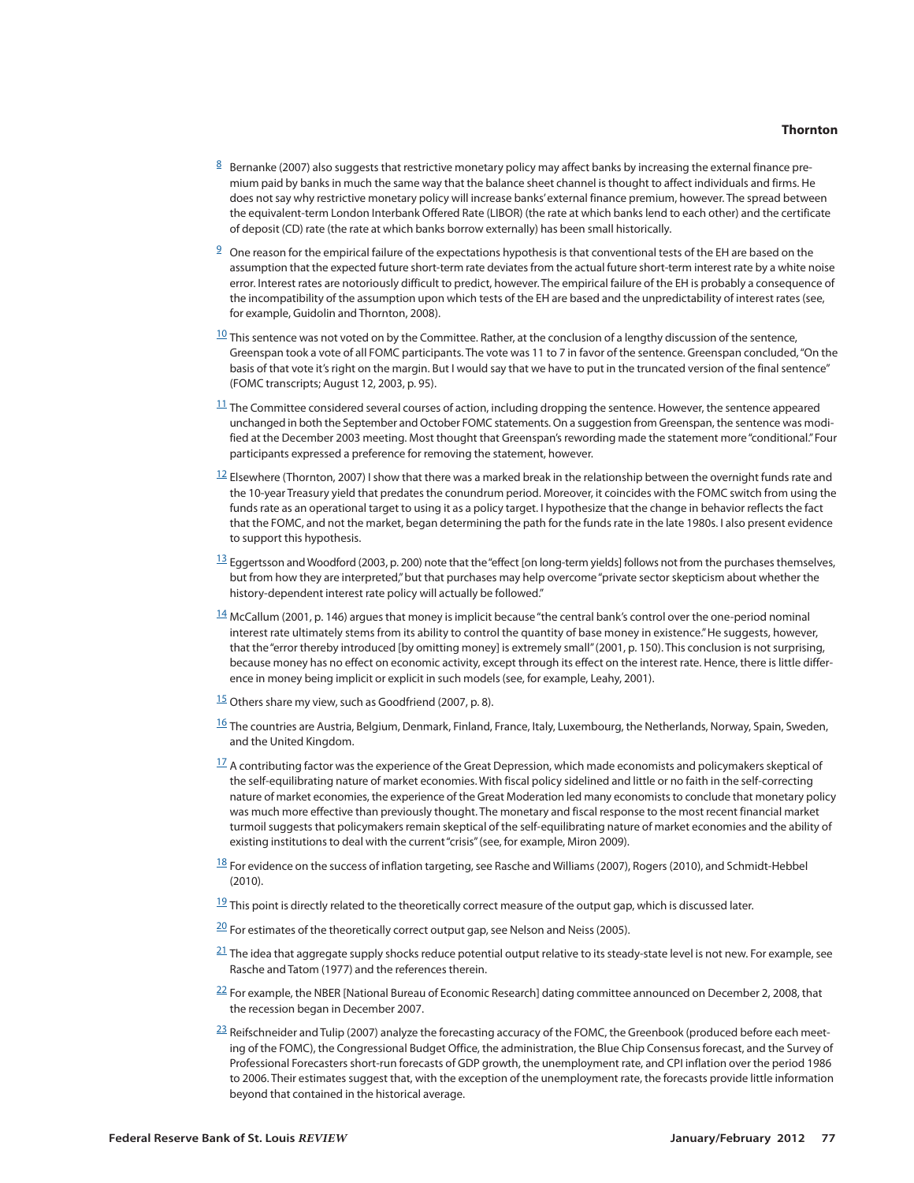[8] Bernanke (2007) also suggests that restrictive monetary policy may affect banks by increasing the external finance premium paid by banks in much the same way that the balance sheet channel is thought to affect individuals and firms. He does not say why restrictive monetary policy will increase banks' external finance premium, however. The spread between the equivalent-term London Interbank Offered Rate (LIBOR) (the rate at which banks lend to each other) and the certificate of deposit (CD) rate (the rate at which banks borrow externally) has been small historically.

[9] One reason for the empirical failure of the expectations hypothesis is that conventional tests of the EH are based on the assumption that the expected future short-term rate deviates from the actual future short-term interest rate by a white noise error. Interest rates are notoriously difficult to predict, however. The empirical failure of the EH is probably a consequence of the incompatibility of the assumption upon which tests of the EH are based and the unpredictability of interest rates (see, for example, Guidolin and Thornton, 2008).

[10] This sentence was not voted on by the Committee. Rather, at the conclusion of a lengthy discussion of the sentence, Greenspan took a vote of all FOMC participants. The vote was 11 to 7 in favor of the sentence. Greenspan concluded, "On the basis of that vote it's right on the margin. But I would say that we have to put in the truncated version of the final sentence" (FOMC transcripts; August 12, 2003, p. 95).

[11] The Committee considered several courses of action, including dropping the sentence. However, the sentence appeared unchanged in both the September and October FOMC statements. On a suggestion from Greenspan, the sentence was modified at the December 2003 meeting. Most thought that Greenspan's rewording made the statement more "conditional." Four participants expressed a preference for removing the statement, however.

[12] Elsewhere (Thornton, 2007) I show that there was a marked break in the relationship between the overnight funds rate and the 10-year Treasury yield that predates the conundrum period. Moreover, it coincides with the FOMC switch from using the funds rate as an operational target to using it as a policy target. I hypothesize that the change in behavior reflects the fact that the FOMC, and not the market, began determining the path for the funds rate in the late 1980s. I also present evidence to support this hypothesis.

[13] Eggertsson and Woodford (2003, p. 200) note that the "effect [on long-term yields] follows not from the purchases themselves, but from how they are interpreted," but that purchases may help overcome "private sector skepticism about whether the history-dependent interest rate policy will actually be followed."

[14] McCallum (2001, p. 146) argues that money is implicit because "the central bank's control over the one-period nominal interest rate ultimately stems from its ability to control the quantity of base money in existence." He suggests, however, that the "error thereby introduced [by omitting money] is extremely small" (2001, p. 150). This conclusion is not surprising, because money has no effect on economic activity, except through its effect on the interest rate. Hence, there is little difference in money being implicit or explicit in such models (see, for example, Leahy, 2001).

[15] Others share my view, such as Goodfriend (2007, p. 8).

[16] The countries are Austria, Belgium, Denmark, Finland, France, Italy, Luxembourg, the Netherlands, Norway, Spain, Sweden, and the United Kingdom.

[17] A contributing factor was the experience of the Great Depression, which made economists and policymakers skeptical of the self-equilibrating nature of market economies. With fiscal policy sidelined and little or no faith in the self-correcting nature of market economies, the experience of the Great Moderation led many economists to conclude that monetary policy was much more effective than previously thought. The monetary and fiscal response to the most recent financial market turmoil suggests that policymakers remain skeptical of the self-equilibrating nature of market economies and the ability of existing institutions to deal with the current "crisis" (see, for example, Miron 2009).

[18] For evidence on the success of inflation targeting, see Rasche and Williams (2007), Rogers (2010), and Schmidt-Hebbel (2010).

[19] This point is directly related to the theoretically correct measure of the output gap, which is discussed later.

[20] For estimates of the theoretically correct output gap, see Nelson and Neiss (2005).

[21] The idea that aggregate supply shocks reduce potential output relative to its steady-state level is not new. For example, see Rasche and Tatom (1977) and the references therein.

[22] For example, the NBER [National Bureau of Economic Research] dating committee announced on December 2, 2008, that the recession began in December 2007.

[23] Reifschneider and Tulip (2007) analyze the forecasting accuracy of the FOMC, the Greenbook (produced before each meeting of the FOMC), the Congressional Budget Office, the administration, the Blue Chip Consensus forecast, and the Survey of Professional Forecasters short-run forecasts of GDP growth, the unemployment rate, and CPI inflation over the period 1986 to 2006. Their estimates suggest that, with the exception of the unemployment rate, the forecasts provide little information beyond that contained in the historical average.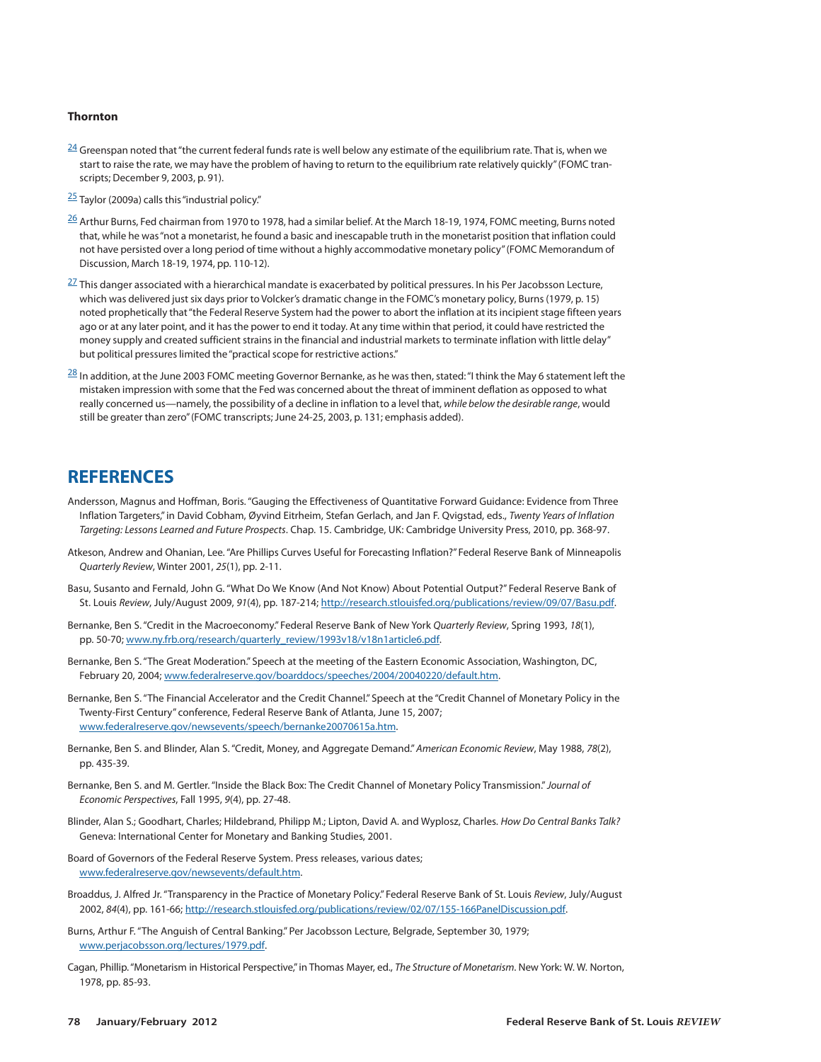[24] Greenspan noted that "the current federal funds rate is well below any estimate of the equilibrium rate. That is, when we start to raise the rate, we may have the problem of having to return to the equilibrium rate relatively quickly" (FOMC transcripts; December 9, 2003, p. 91).

[25] Taylor (2009a) calls this "industrial policy."

[26] Arthur Burns, Fed chairman from 1970 to 1978, had a similar belief. At the March 18-19, 1974, FOMC meeting, Burns noted that, while he was "not a monetarist, he found a basic and inescapable truth in the monetarist position that inflation could not have persisted over a long period of time without a highly accommodative monetary policy" (FOMC Memorandum of Discussion, March 18-19, 1974, pp. 110-12).

[27] This danger associated with a hierarchical mandate is exacerbated by political pressures. In his Per Jacobsson Lecture, which was delivered just six days prior to Volcker's dramatic change in the FOMC's monetary policy, Burns (1979, p. 15) noted prophetically that "the Federal Reserve System had the power to abort the inflation at its incipient stage fifteen years ago or at any later point, and it has the power to end it today. At any time within that period, it could have restricted the money supply and created sufficient strains in the financial and industrial markets to terminate inflation with little delay" but political pressures limited the "practical scope for restrictive actions."

[28] In addition, at the June 2003 FOMC meeting Governor Bernanke, as he was then, stated: "I think the May 6 statement left the mistaken impression with some that the Fed was concerned about the threat of imminent deflation as opposed to what really concerned us—namely, the possibility of a decline in inflation to a level that, *while below the desirable range*, would still be greater than zero" (FOMC transcripts; June 24-25, 2003, p. 131; emphasis added).

## REFERENCES

Andersson, Magnus and Hoffman, Boris. "Gauging the Effectiveness of Quantitative Forward Guidance: Evidence from Three Inflation Targeters," in David Cobham, Øyvind Eitrheim, Stefan Gerlach, and Jan F. Qvigstad, eds., *Twenty Years of Inflation Targeting: Lessons Learned and Future Prospects*. Chap. 15. Cambridge, UK: Cambridge University Press, 2010, pp. 368-97.

Atkeson, Andrew and Ohanian, Lee. "Are Phillips Curves Useful for Forecasting Inflation?" Federal Reserve Bank of Minneapolis *Quarterly Review*, Winter 2001, *25*(1), pp. 2-11.

Basu, Susanto and Fernald, John G. "What Do We Know (And Not Know) About Potential Output?" Federal Reserve Bank of St. Louis *Review*, July/August 2009, *91*(4), pp. 187-214; http://research.stlouisfed.org/publications/review/09/07/Basu.pdf.

Bernanke, Ben S. "Credit in the Macroeconomy." Federal Reserve Bank of New York *Quarterly Review*, Spring 1993, *18*(1), pp. 50-70; www.ny.frb.org/research/quarterly_review/1993v18/v18n1article6.pdf.

Bernanke, Ben S. "The Great Moderation." Speech at the meeting of the Eastern Economic Association, Washington, DC, February 20, 2004; www.federalreserve.gov/boarddocs/speeches/2004/20040220/default.htm.

Bernanke, Ben S. "The Financial Accelerator and the Credit Channel." Speech at the "Credit Channel of Monetary Policy in the Twenty-First Century" conference, Federal Reserve Bank of Atlanta, June 15, 2007; www.federalreserve.gov/newsevents/speech/bernanke20070615a.htm.

Bernanke, Ben S. and Blinder, Alan S. "Credit, Money, and Aggregate Demand." *American Economic Review*, May 1988, *78*(2), pp. 435-39.

Bernanke, Ben S. and M. Gertler. "Inside the Black Box: The Credit Channel of Monetary Policy Transmission." *Journal of Economic Perspectives*, Fall 1995, *9*(4), pp. 27-48.

Blinder, Alan S.; Goodhart, Charles; Hildebrand, Philipp M.; Lipton, David A. and Wyplosz, Charles. *How Do Central Banks Talk?* Geneva: International Center for Monetary and Banking Studies, 2001.

Board of Governors of the Federal Reserve System. Press releases, various dates; www.federalreserve.gov/newsevents/default.htm.

Broaddus, J. Alfred Jr. "Transparency in the Practice of Monetary Policy." Federal Reserve Bank of St. Louis *Review*, July/August 2002, *84*(4), pp. 161-66; http://research.stlouisfed.org/publications/review/02/07/155-166PanelDiscussion.pdf.

Burns, Arthur F. "The Anguish of Central Banking." Per Jacobsson Lecture, Belgrade, September 30, 1979; www.perjacobsson.org/lectures/1979.pdf.

Cagan, Phillip. "Monetarism in Historical Perspective," in Thomas Mayer, ed., *The Structure of Monetarism*. New York: W. W. Norton, 1978, pp. 85-93.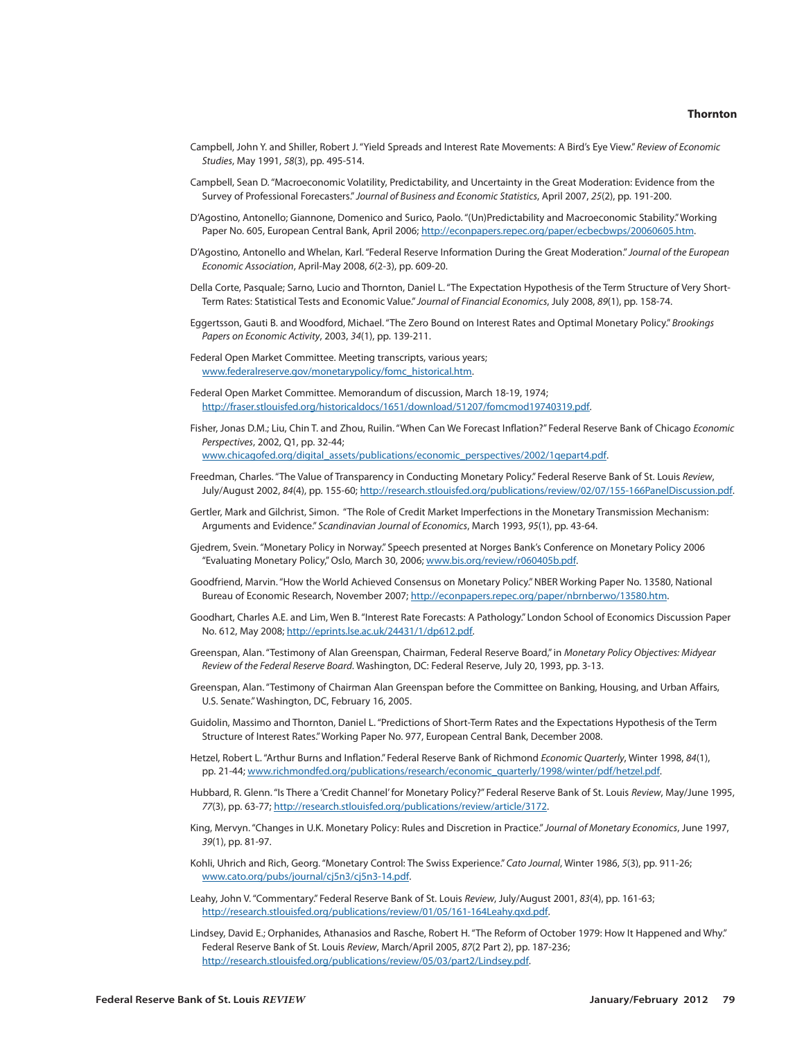Campbell, John Y. and Shiller, Robert J. "Yield Spreads and Interest Rate Movements: A Bird's Eye View." *Review of Economic Studies*, May 1991, *58*(3), pp. 495-514.

Campbell, Sean D. "Macroeconomic Volatility, Predictability, and Uncertainty in the Great Moderation: Evidence from the Survey of Professional Forecasters." *Journal of Business and Economic Statistics*, April 2007, *25*(2), pp. 191-200.

D'Agostino, Antonello; Giannone, Domenico and Surico, Paolo. "(Un)Predictability and Macroeconomic Stability." Working Paper No. 605, European Central Bank, April 2006; http://econpapers.repec.org/paper/ecbecbwps/20060605.htm.

D'Agostino, Antonello and Whelan, Karl. "Federal Reserve Information During the Great Moderation." *Journal of the European Economic Association*, April-May 2008, *6*(2-3), pp. 609-20.

Della Corte, Pasquale; Sarno, Lucio and Thornton, Daniel L. "The Expectation Hypothesis of the Term Structure of Very Short-Term Rates: Statistical Tests and Economic Value." *Journal of Financial Economics*, July 2008, *89*(1), pp. 158-74.

Eggertsson, Gauti B. and Woodford, Michael. "The Zero Bound on Interest Rates and Optimal Monetary Policy." *Brookings Papers on Economic Activity*, 2003, *34*(1), pp. 139-211.

Federal Open Market Committee. Meeting transcripts, various years; www.federalreserve.gov/monetarypolicy/fomc_historical.htm.

Federal Open Market Committee. Memorandum of discussion, March 18-19, 1974; http://fraser.stlouisfed.org/historicaldocs/1651/download/51207/fomcmod19740319.pdf.

Fisher, Jonas D.M.; Liu, Chin T. and Zhou, Ruilin. "When Can We Forecast Inflation?" Federal Reserve Bank of Chicago *Economic Perspectives*, 2002, Q1, pp. 32-44; www.chicagofed.org/digital_assets/publications/economic_perspectives/2002/1qepart4.pdf.

Freedman, Charles. "The Value of Transparency in Conducting Monetary Policy." Federal Reserve Bank of St. Louis *Review*, July/August 2002, *84*(4), pp. 155-60; http://research.stlouisfed.org/publications/review/02/07/155-166PanelDiscussion.pdf.

Gertler, Mark and Gilchrist, Simon. "The Role of Credit Market Imperfections in the Monetary Transmission Mechanism: Arguments and Evidence." *Scandinavian Journal of Economics*, March 1993, *95*(1), pp. 43-64.

Gjedrem, Svein. "Monetary Policy in Norway." Speech presented at Norges Bank's Conference on Monetary Policy 2006 "Evaluating Monetary Policy," Oslo, March 30, 2006; www.bis.org/review/r060405b.pdf.

Goodfriend, Marvin. "How the World Achieved Consensus on Monetary Policy." NBER Working Paper No. 13580, National Bureau of Economic Research, November 2007; http://econpapers.repec.org/paper/nbrnberwo/13580.htm.

Goodhart, Charles A.E. and Lim, Wen B. "Interest Rate Forecasts: A Pathology." London School of Economics Discussion Paper No. 612, May 2008; http://eprints.lse.ac.uk/24431/1/dp612.pdf.

Greenspan, Alan. "Testimony of Alan Greenspan, Chairman, Federal Reserve Board," in *Monetary Policy Objectives: Midyear Review of the Federal Reserve Board*. Washington, DC: Federal Reserve, July 20, 1993, pp. 3-13.

Greenspan, Alan. "Testimony of Chairman Alan Greenspan before the Committee on Banking, Housing, and Urban Affairs, U.S. Senate." Washington, DC, February 16, 2005.

Guidolin, Massimo and Thornton, Daniel L. "Predictions of Short-Term Rates and the Expectations Hypothesis of the Term Structure of Interest Rates." Working Paper No. 977, European Central Bank, December 2008.

Hetzel, Robert L. "Arthur Burns and Inflation." Federal Reserve Bank of Richmond *Economic Quarterly*, Winter 1998, *84*(1), pp. 21-44; www.richmondfed.org/publications/research/economic_quarterly/1998/winter/pdf/hetzel.pdf.

Hubbard, R. Glenn. "Is There a 'Credit Channel' for Monetary Policy?" Federal Reserve Bank of St. Louis *Review*, May/June 1995, *77*(3), pp. 63-77; http://research.stlouisfed.org/publications/review/article/3172.

King, Mervyn. "Changes in U.K. Monetary Policy: Rules and Discretion in Practice." *Journal of Monetary Economics*, June 1997, *39*(1), pp. 81-97.

Kohli, Uhrich and Rich, Georg. "Monetary Control: The Swiss Experience." *Cato Journal*, Winter 1986, *5*(3), pp. 911-26; www.cato.org/pubs/journal/cj5n3/cj5n3-14.pdf.

Leahy, John V. "Commentary." Federal Reserve Bank of St. Louis *Review*, July/August 2001, *83*(4), pp. 161-63; http://research.stlouisfed.org/publications/review/01/05/161-164Leahy.qxd.pdf.

Lindsey, David E.; Orphanides, Athanasios and Rasche, Robert H. "The Reform of October 1979: How It Happened and Why." Federal Reserve Bank of St. Louis *Review*, March/April 2005, *87*(2 Part 2), pp. 187-236; http://research.stlouisfed.org/publications/review/05/03/part2/Lindsey.pdf.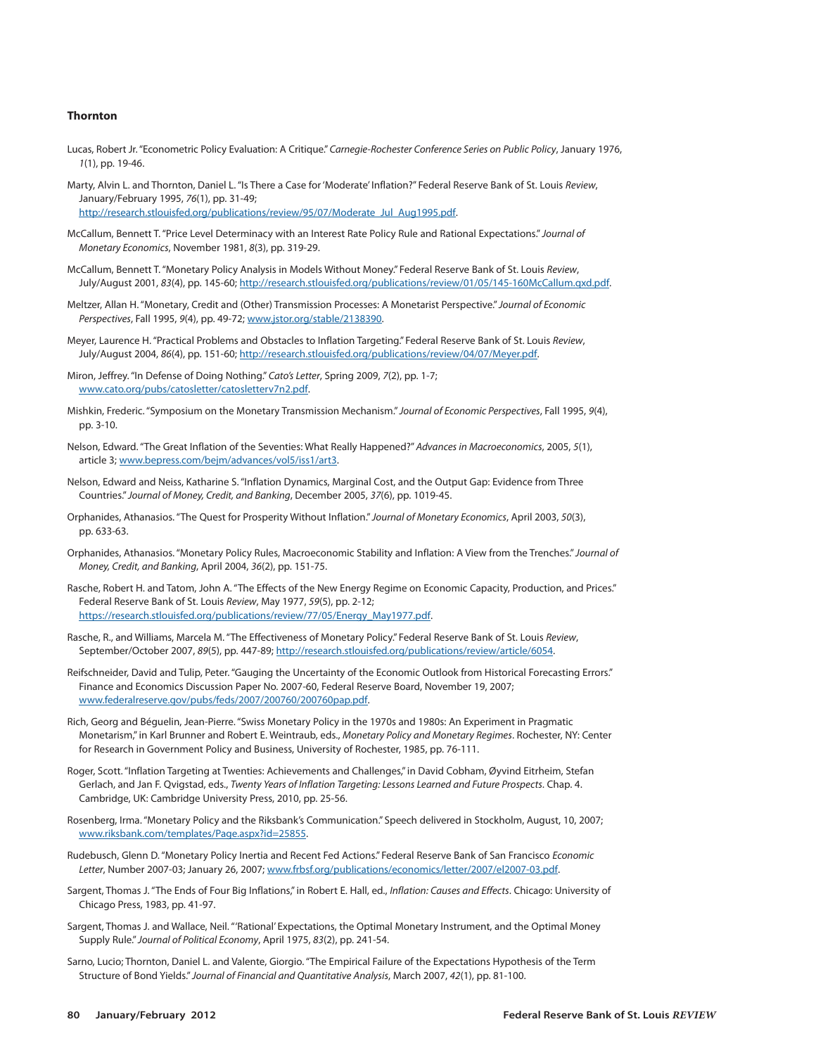Lucas, Robert Jr. "Econometric Policy Evaluation: A Critique." *Carnegie-Rochester Conference Series on Public Policy*, January 1976, *1*(1), pp. 19-46.

Marty, Alvin L. and Thornton, Daniel L. "Is There a Case for 'Moderate' Inflation?" Federal Reserve Bank of St. Louis *Review*, January/February 1995, *76*(1), pp. 31-49; http://research.stlouisfed.org/publications/review/95/07/Moderate_Jul_Aug1995.pdf.

McCallum, Bennett T. "Price Level Determinacy with an Interest Rate Policy Rule and Rational Expectations." *Journal of Monetary Economics*, November 1981, *8*(3), pp. 319-29.

McCallum, Bennett T. "Monetary Policy Analysis in Models Without Money." Federal Reserve Bank of St. Louis *Review*, July/August 2001, *83*(4), pp. 145-60; http://research.stlouisfed.org/publications/review/01/05/145-160McCallum.qxd.pdf.

Meltzer, Allan H. "Monetary, Credit and (Other) Transmission Processes: A Monetarist Perspective." *Journal of Economic Perspectives*, Fall 1995, *9*(4), pp. 49-72; www.jstor.org/stable/2138390.

Meyer, Laurence H. "Practical Problems and Obstacles to Inflation Targeting." Federal Reserve Bank of St. Louis *Review*, July/August 2004, *86*(4), pp. 151-60; http://research.stlouisfed.org/publications/review/04/07/Meyer.pdf.

Miron, Jeffrey. "In Defense of Doing Nothing." *Cato's Letter*, Spring 2009, *7*(2), pp. 1-7; www.cato.org/pubs/catosletter/catosletterv7n2.pdf.

Mishkin, Frederic. "Symposium on the Monetary Transmission Mechanism." *Journal of Economic Perspectives*, Fall 1995, *9*(4), pp. 3-10.

Nelson, Edward. "The Great Inflation of the Seventies: What Really Happened?" *Advances in Macroeconomics*, 2005, *5*(1), article 3; www.bepress.com/bejm/advances/vol5/iss1/art3.

Nelson, Edward and Neiss, Katharine S. "Inflation Dynamics, Marginal Cost, and the Output Gap: Evidence from Three Countries." *Journal of Money, Credit, and Banking*, December 2005, *37*(6), pp. 1019-45.

Orphanides, Athanasios. "The Quest for Prosperity Without Inflation." *Journal of Monetary Economics*, April 2003, *50*(3), pp. 633-63.

Orphanides, Athanasios. "Monetary Policy Rules, Macroeconomic Stability and Inflation: A View from the Trenches." *Journal of Money, Credit, and Banking*, April 2004, *36*(2), pp. 151-75.

Rasche, Robert H. and Tatom, John A. "The Effects of the New Energy Regime on Economic Capacity, Production, and Prices." Federal Reserve Bank of St. Louis *Review*, May 1977, *59*(5), pp. 2-12; https://research.stlouisfed.org/publications/review/77/05/Energy_May1977.pdf.

Rasche, R., and Williams, Marcela M. "The Effectiveness of Monetary Policy." Federal Reserve Bank of St. Louis *Review*, September/October 2007, *89*(5), pp. 447-89; http://research.stlouisfed.org/publications/review/article/6054.

Reifschneider, David and Tulip, Peter. "Gauging the Uncertainty of the Economic Outlook from Historical Forecasting Errors." Finance and Economics Discussion Paper No. 2007-60, Federal Reserve Board, November 19, 2007; www.federalreserve.gov/pubs/feds/2007/200760/200760pap.pdf.

Rich, Georg and Béguelin, Jean-Pierre. "Swiss Monetary Policy in the 1970s and 1980s: An Experiment in Pragmatic Monetarism," in Karl Brunner and Robert E. Weintraub, eds., *Monetary Policy and Monetary Regimes*. Rochester, NY: Center for Research in Government Policy and Business, University of Rochester, 1985, pp. 76-111.

Roger, Scott. "Inflation Targeting at Twenties: Achievements and Challenges," in David Cobham, Øyvind Eitrheim, Stefan Gerlach, and Jan F. Qvigstad, eds., *Twenty Years of Inflation Targeting: Lessons Learned and Future Prospects*. Chap. 4. Cambridge, UK: Cambridge University Press, 2010, pp. 25-56.

Rosenberg, Irma. "Monetary Policy and the Riksbank's Communication." Speech delivered in Stockholm, August, 10, 2007; www.riksbank.com/templates/Page.aspx?id=25855.

Rudebusch, Glenn D. "Monetary Policy Inertia and Recent Fed Actions." Federal Reserve Bank of San Francisco *Economic Letter*, Number 2007-03; January 26, 2007; www.frbsf.org/publications/economics/letter/2007/el2007-03.pdf.

Sargent, Thomas J. "The Ends of Four Big Inflations," in Robert E. Hall, ed., *Inflation: Causes and Effects*. Chicago: University of Chicago Press, 1983, pp. 41-97.

Sargent, Thomas J. and Wallace, Neil. "'Rational' Expectations, the Optimal Monetary Instrument, and the Optimal Money Supply Rule." *Journal of Political Economy*, April 1975, *83*(2), pp. 241-54.

Sarno, Lucio; Thornton, Daniel L. and Valente, Giorgio. "The Empirical Failure of the Expectations Hypothesis of the Term Structure of Bond Yields." *Journal of Financial and Quantitative Analysis*, March 2007, *42*(1), pp. 81-100.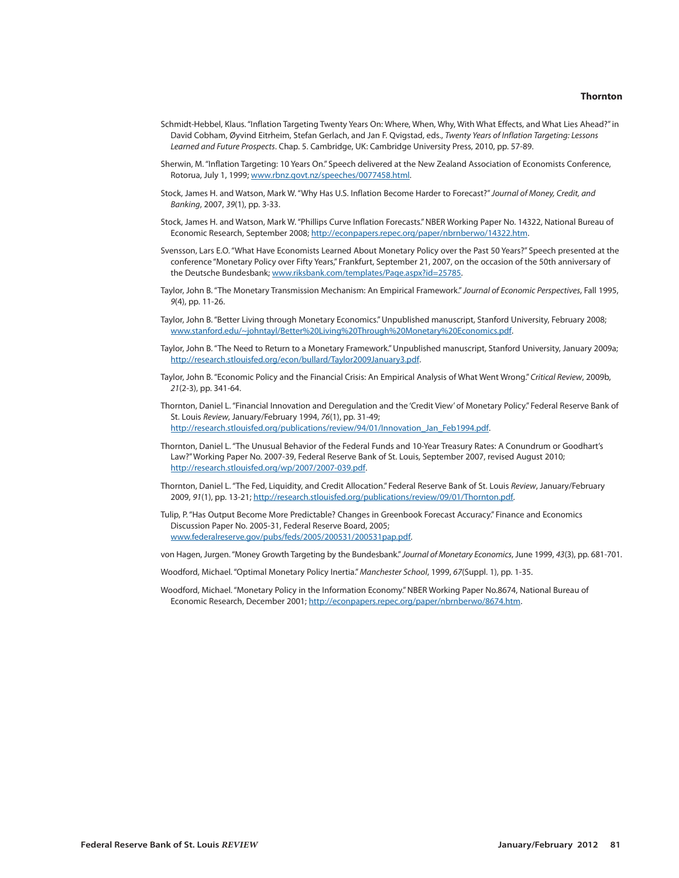Schmidt-Hebbel, Klaus. "Inflation Targeting Twenty Years On: Where, When, Why, With What Effects, and What Lies Ahead?" in David Cobham, Øyvind Eitrheim, Stefan Gerlach, and Jan F. Qvigstad, eds., *Twenty Years of Inflation Targeting: Lessons Learned and Future Prospects*. Chap. 5. Cambridge, UK: Cambridge University Press, 2010, pp. 57-89.

Sherwin, M. "Inflation Targeting: 10 Years On." Speech delivered at the New Zealand Association of Economists Conference, Rotorua, July 1, 1999; www.rbnz.govt.nz/speeches/0077458.html.

Stock, James H. and Watson, Mark W. "Why Has U.S. Inflation Become Harder to Forecast?" *Journal of Money, Credit, and Banking*, 2007, *39*(1), pp. 3-33.

Stock, James H. and Watson, Mark W. "Phillips Curve Inflation Forecasts." NBER Working Paper No. 14322, National Bureau of Economic Research, September 2008; http://econpapers.repec.org/paper/nbrnberwo/14322.htm.

Svensson, Lars E.O. "What Have Economists Learned About Monetary Policy over the Past 50 Years?" Speech presented at the conference "Monetary Policy over Fifty Years," Frankfurt, September 21, 2007, on the occasion of the 50th anniversary of the Deutsche Bundesbank; www.riksbank.com/templates/Page.aspx?id=25785.

Taylor, John B. "The Monetary Transmission Mechanism: An Empirical Framework." *Journal of Economic Perspectives*, Fall 1995, *9*(4), pp. 11-26.

Taylor, John B. "Better Living through Monetary Economics." Unpublished manuscript, Stanford University, February 2008; www.stanford.edu/~johntayl/Better%20Living%20Through%20Monetary%20Economics.pdf.

Taylor, John B. "The Need to Return to a Monetary Framework." Unpublished manuscript, Stanford University, January 2009a; http://research.stlouisfed.org/econ/bullard/Taylor2009January3.pdf.

Taylor, John B. "Economic Policy and the Financial Crisis: An Empirical Analysis of What Went Wrong." *Critical Review*, 2009b, *21*(2-3), pp. 341-64.

Thornton, Daniel L. "Financial Innovation and Deregulation and the 'Credit View' of Monetary Policy." Federal Reserve Bank of St. Louis *Review*, January/February 1994, *76*(1), pp. 31-49; http://research.stlouisfed.org/publications/review/94/01/Innovation_Jan_Feb1994.pdf.

Thornton, Daniel L. "The Unusual Behavior of the Federal Funds and 10-Year Treasury Rates: A Conundrum or Goodhart's Law?" Working Paper No. 2007-39, Federal Reserve Bank of St. Louis, September 2007, revised August 2010; http://research.stlouisfed.org/wp/2007/2007-039.pdf.

Thornton, Daniel L. "The Fed, Liquidity, and Credit Allocation." Federal Reserve Bank of St. Louis *Review*, January/February 2009, *91*(1), pp. 13-21; http://research.stlouisfed.org/publications/review/09/01/Thornton.pdf.

Tulip, P. "Has Output Become More Predictable? Changes in Greenbook Forecast Accuracy." Finance and Economics Discussion Paper No. 2005-31, Federal Reserve Board, 2005; www.federalreserve.gov/pubs/feds/2005/200531/200531pap.pdf.

von Hagen, Jurgen. "Money Growth Targeting by the Bundesbank." *Journal of Monetary Economics*, June 1999, *43*(3), pp. 681-701.

Woodford, Michael. "Optimal Monetary Policy Inertia." *Manchester School*, 1999, *67*(Suppl. 1), pp. 1-35.

Woodford, Michael. "Monetary Policy in the Information Economy." NBER Working Paper No.8674, National Bureau of Economic Research, December 2001; http://econpapers.repec.org/paper/nbrnberwo/8674.htm.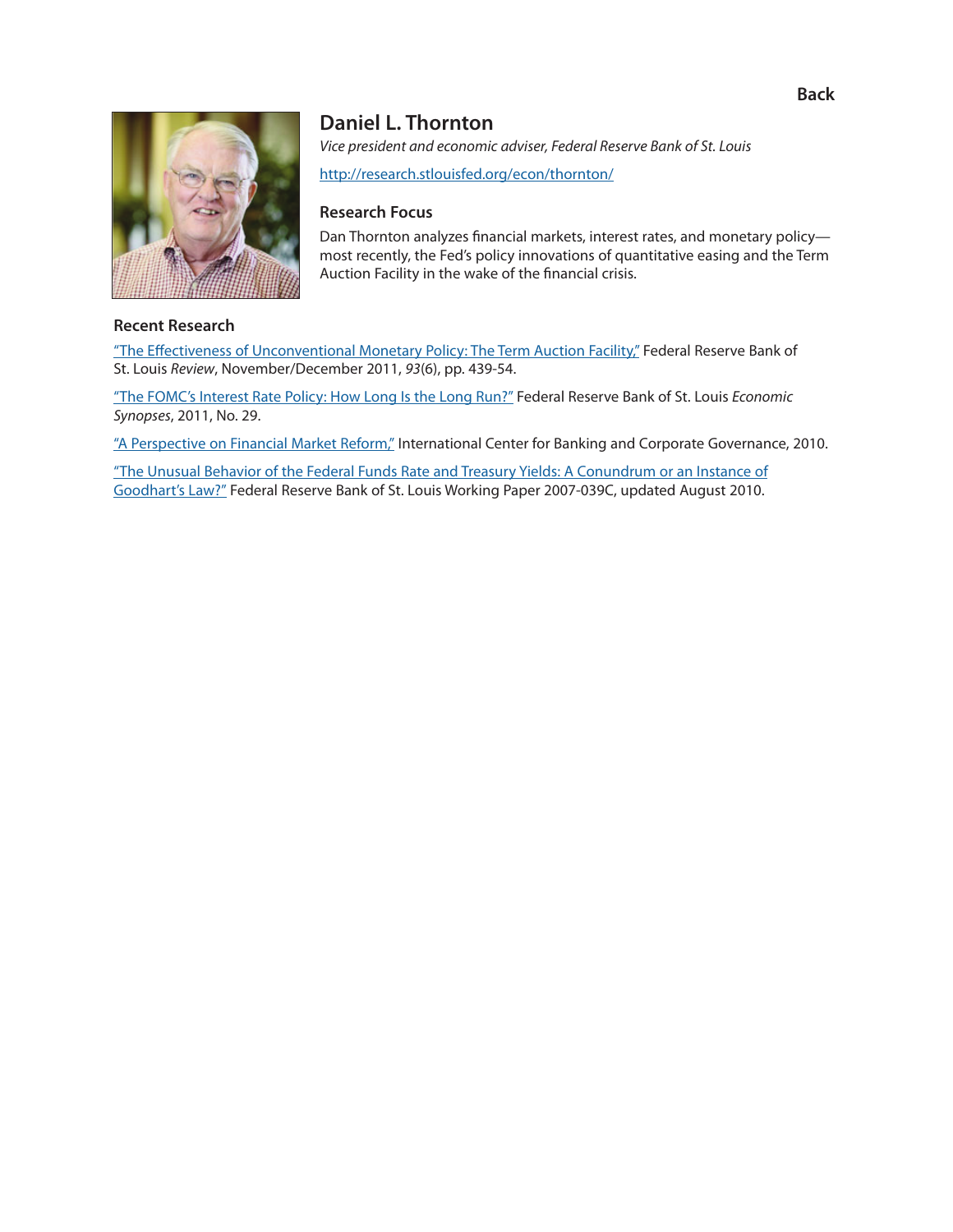Back

## Daniel L. Thornton

*Vice president and economic adviser, Federal Reserve Bank of St. Louis*

http://research.stlouisfed.org/econ/thornton/

### Research Focus

Dan Thornton analyzes financial markets, interest rates, and monetary policy—most recently, the Fed's policy innovations of quantitative easing and the Term Auction Facility in the wake of the financial crisis.

### Recent Research

"The Effectiveness of Unconventional Monetary Policy: The Term Auction Facility," Federal Reserve Bank of St. Louis *Review*, November/December 2011, *93*(6), pp. 439-54.

"The FOMC's Interest Rate Policy: How Long Is the Long Run?" Federal Reserve Bank of St. Louis *Economic Synopses*, 2011, No. 29.

"A Perspective on Financial Market Reform," International Center for Banking and Corporate Governance, 2010.

"The Unusual Behavior of the Federal Funds Rate and Treasury Yields: A Conundrum or an Instance of Goodhart's Law?" Federal Reserve Bank of St. Louis Working Paper 2007-039C, updated August 2010.